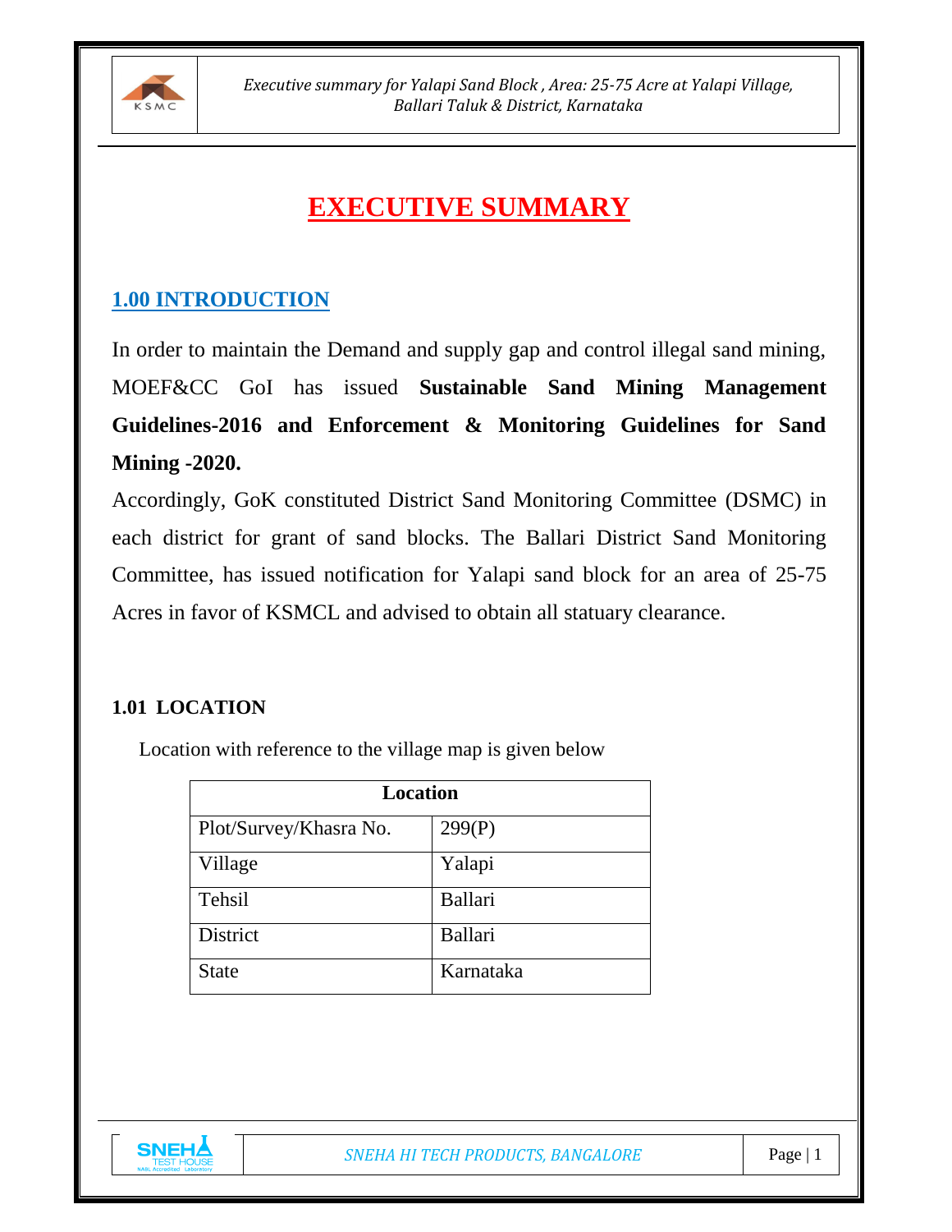# EXECUTIVE SUMMARY

## 1.00 INTRODUCTION

In order to maintain the Demand and supply gap and control illegal sand mining, MOEF&CC GoI has issued **Sustainable Sand Mining Management Guidelines-2016 and Enforcement & Monitoring Guidelines for Sand Mining -2020.**

Accordingly, GoK constituted District Sand Monitoring Committee (DSMC) in each district for grant of sand blocks. The Ballari District Sand Monitoring Committee, has issued notification for Yalapi sand block for an area of 25-75 Acres in favor of KSMCL and advised to obtain all statuary clearance.

### 1.01 LOCATION

Location with reference to the village map is given below

| Location | |
|---|---|
| Plot/Survey/Khasra No. | 299(P) |
| Village | Yalapi |
| Tehsil | Ballari |
| District | Ballari |
| State | Karnataka |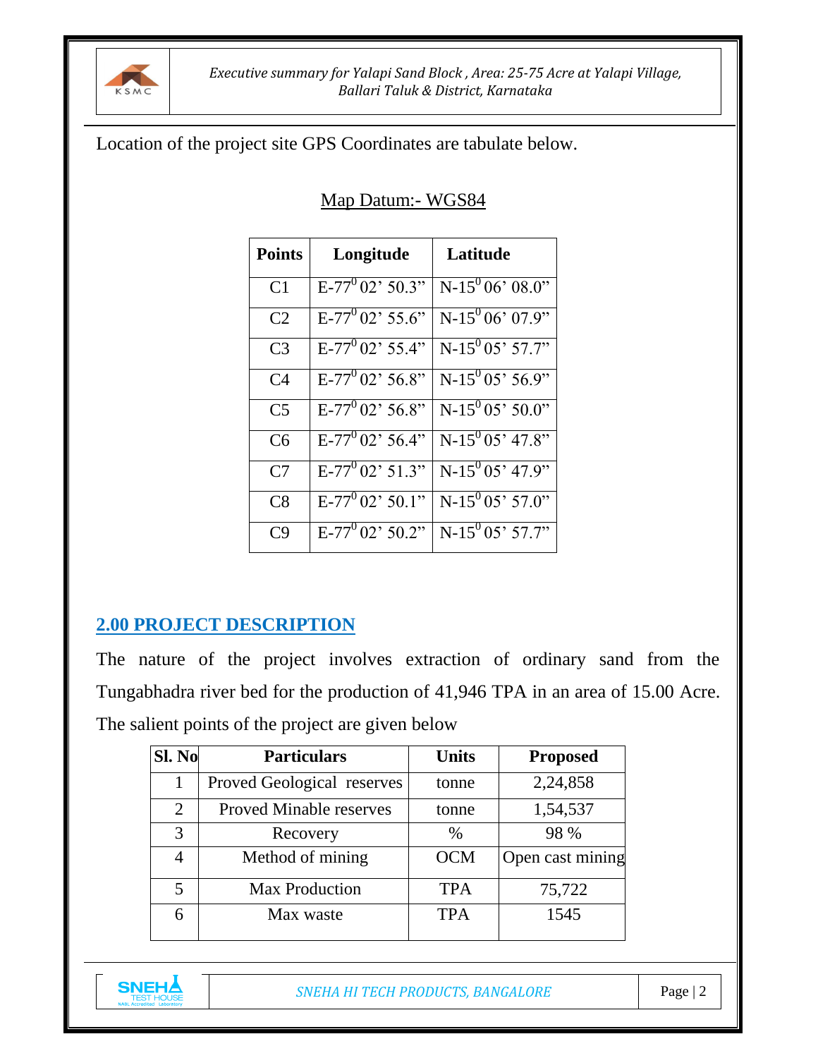Location of the project site GPS Coordinates are tabulate below.

Map Datum:- WGS84

| Points | Longitude | Latitude |
|---|---|---|
| C1 | E-77$^0$ 02' 50.3" | N-15$^0$ 06' 08.0" |
| C2 | E-77$^0$ 02' 55.6" | N-15$^0$ 06' 07.9" |
| C3 | E-77$^0$ 02' 55.4" | N-15$^0$ 05' 57.7" |
| C4 | E-77$^0$ 02' 56.8" | N-15$^0$ 05' 56.9" |
| C5 | E-77$^0$ 02' 56.8" | N-15$^0$ 05' 50.0" |
| C6 | E-77$^0$ 02' 56.4" | N-15$^0$ 05' 47.8" |
| C7 | E-77$^0$ 02' 51.3" | N-15$^0$ 05' 47.9" |
| C8 | E-77$^0$ 02' 50.1" | N-15$^0$ 05' 57.0" |
| C9 | E-77$^0$ 02' 50.2" | N-15$^0$ 05' 57.7" |

## 2.00 PROJECT DESCRIPTION

The nature of the project involves extraction of ordinary sand from the Tungabhadra river bed for the production of 41,946 TPA in an area of 15.00 Acre. The salient points of the project are given below

| Sl. No | Particulars | Units | Proposed |
|---|---|---|---|
| 1 | Proved Geological reserves | tonne | 2,24,858 |
| 2 | Proved Minable reserves | tonne | 1,54,537 |
| 3 | Recovery | % | 98 % |
| 4 | Method of mining | OCM | Open cast mining |
| 5 | Max Production | TPA | 75,722 |
| 6 | Max waste | TPA | 1545 |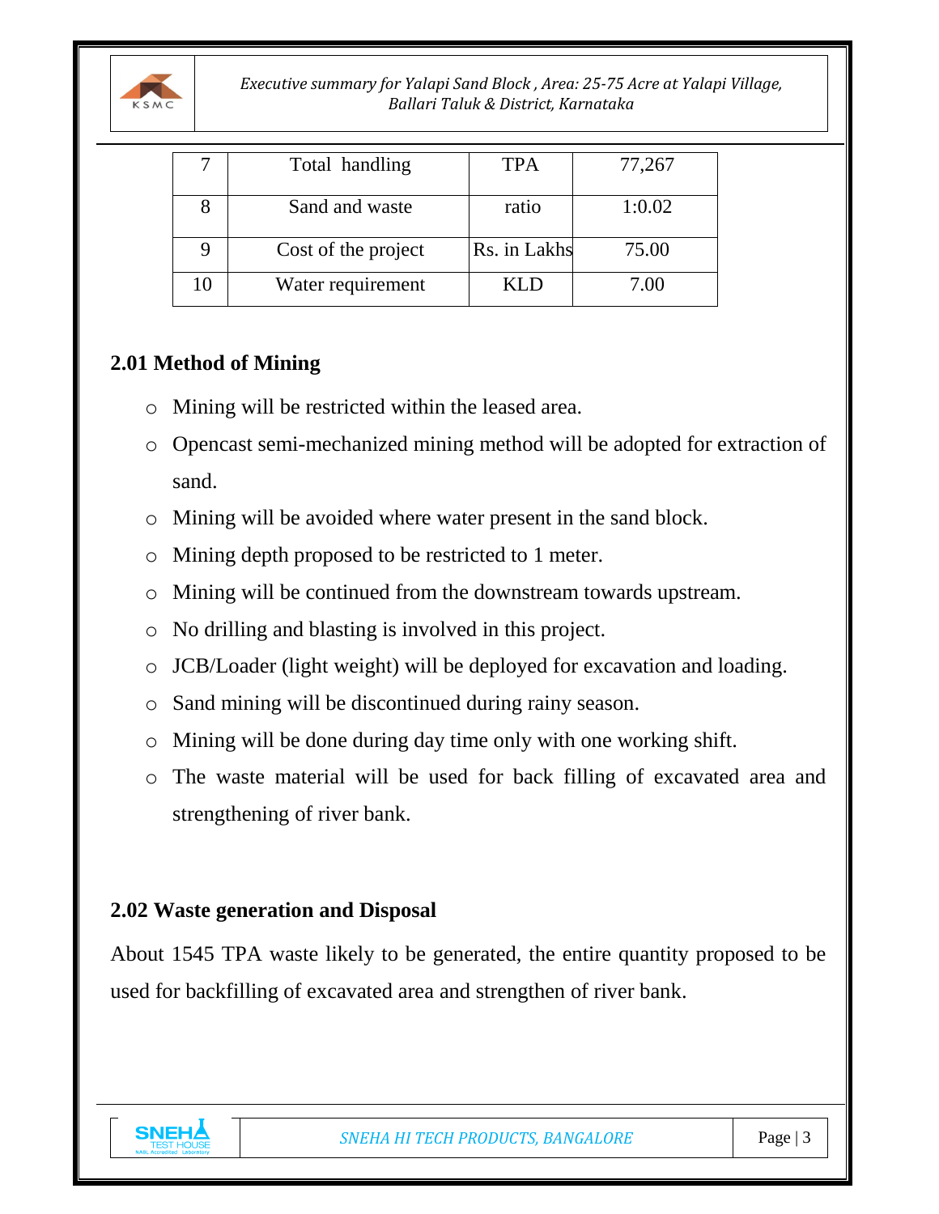| 7 | Total handling | TPA | 77,267 |
|---|---|---|---|
| 8 | Sand and waste | ratio | 1:0.02 |
| 9 | Cost of the project | Rs. in Lakhs | 75.00 |
| 10 | Water requirement | KLD | 7.00 |

## 2.01 Method of Mining

- Mining will be restricted within the leased area.
- Opencast semi-mechanized mining method will be adopted for extraction of sand.
- Mining will be avoided where water present in the sand block.
- Mining depth proposed to be restricted to 1 meter.
- Mining will be continued from the downstream towards upstream.
- No drilling and blasting is involved in this project.
- JCB/Loader (light weight) will be deployed for excavation and loading.
- Sand mining will be discontinued during rainy season.
- Mining will be done during day time only with one working shift.
- The waste material will be used for back filling of excavated area and strengthening of river bank.

## 2.02 Waste generation and Disposal

About 1545 TPA waste likely to be generated, the entire quantity proposed to be used for backfilling of excavated area and strengthen of river bank.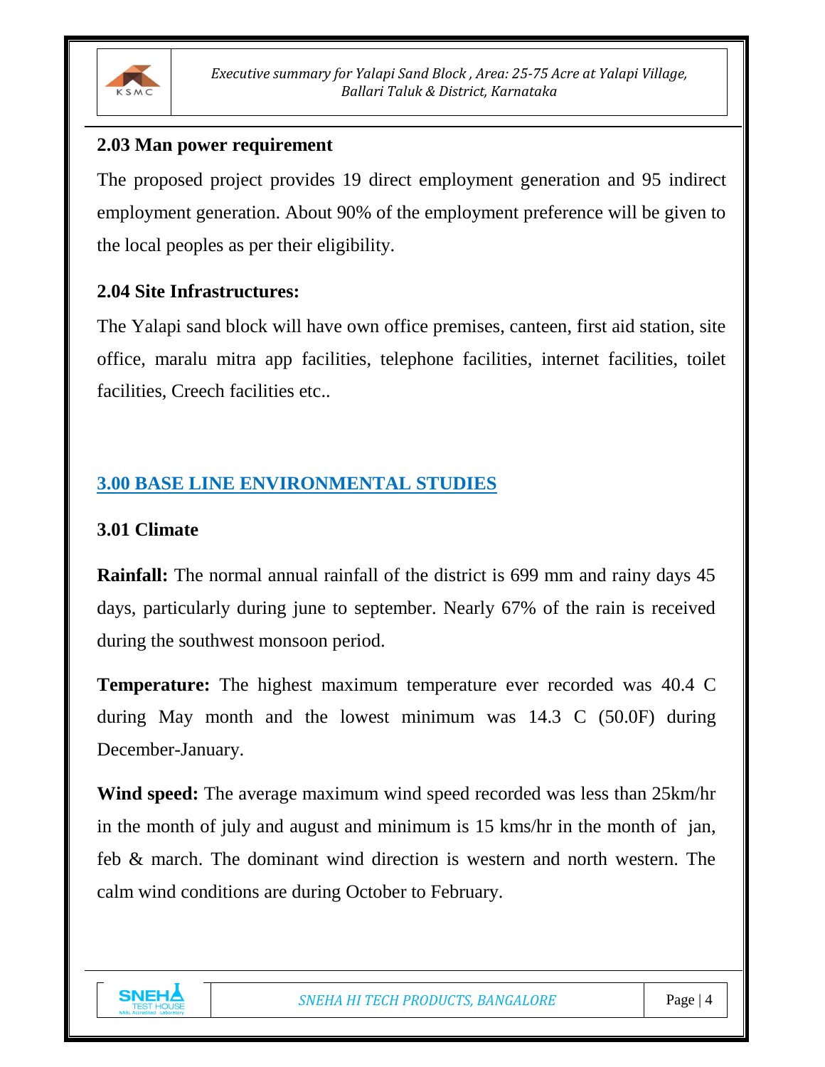## 2.03 Man power requirement

The proposed project provides 19 direct employment generation and 95 indirect employment generation. About 90% of the employment preference will be given to the local peoples as per their eligibility.

## 2.04 Site Infrastructures:

The Yalapi sand block will have own office premises, canteen, first aid station, site office, maralu mitra app facilities, telephone facilities, internet facilities, toilet facilities, Creech facilities etc..

# 3.00 BASE LINE ENVIRONMENTAL STUDIES

## 3.01 Climate

**Rainfall:** The normal annual rainfall of the district is 699 mm and rainy days 45 days, particularly during june to september. Nearly 67% of the rain is received during the southwest monsoon period.

**Temperature:** The highest maximum temperature ever recorded was 40.4 C during May month and the lowest minimum was 14.3 C (50.0F) during December-January.

**Wind speed:** The average maximum wind speed recorded was less than 25km/hr in the month of july and august and minimum is 15 kms/hr in the month of jan, feb & march. The dominant wind direction is western and north western. The calm wind conditions are during October to February.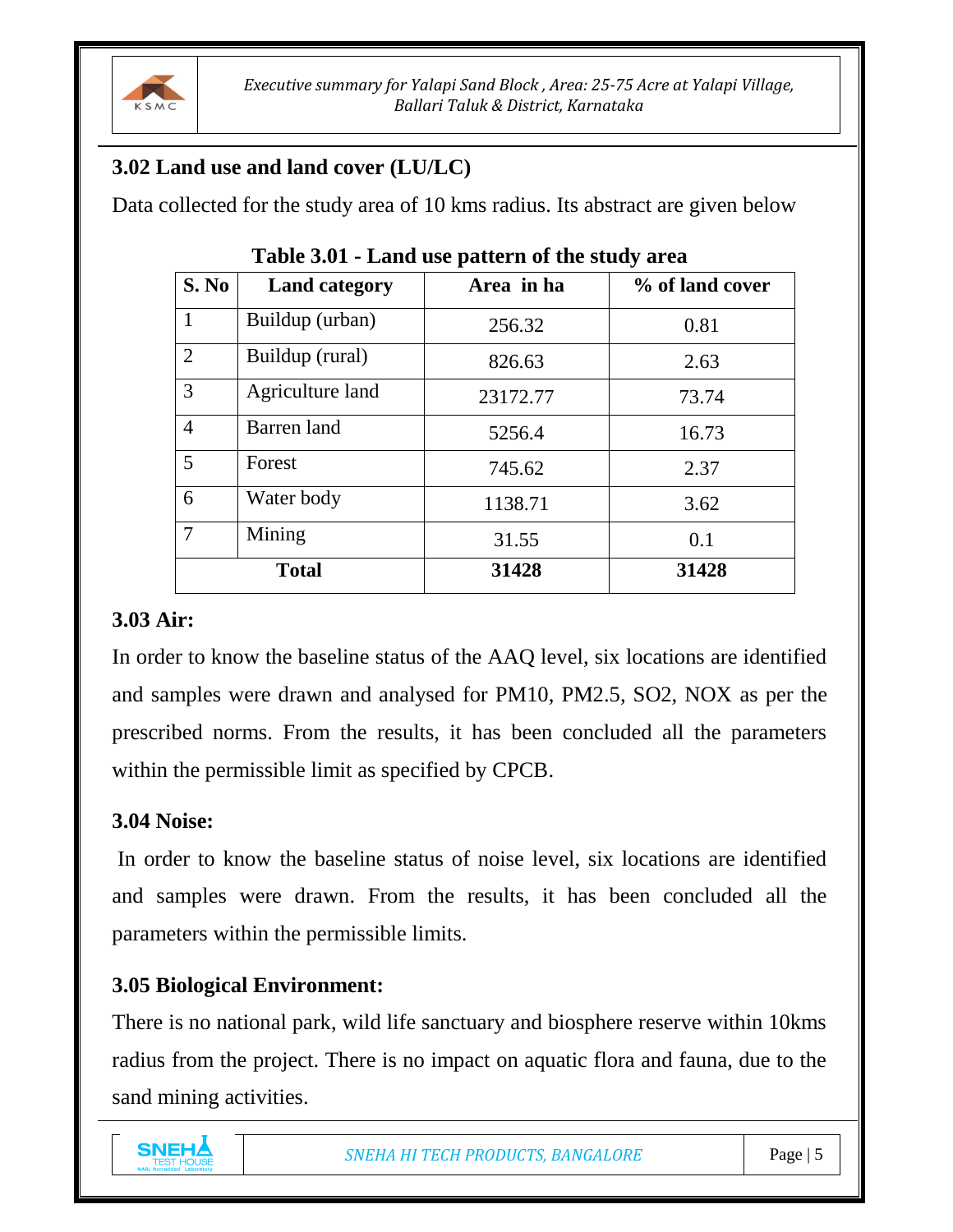### 3.02 Land use and land cover (LU/LC)

Data collected for the study area of 10 kms radius. Its abstract are given below

**Table 3.01 - Land use pattern of the study area**

| S. No | Land category | Area in ha | % of land cover |
|---|---|---|---|
| 1 | Buildup (urban) | 256.32 | 0.81 |
| 2 | Buildup (rural) | 826.63 | 2.63 |
| 3 | Agriculture land | 23172.77 | 73.74 |
| 4 | Barren land | 5256.4 | 16.73 |
| 5 | Forest | 745.62 | 2.37 |
| 6 | Water body | 1138.71 | 3.62 |
| 7 | Mining | 31.55 | 0.1 |
| **Total** | | **31428** | **31428** |

### 3.03 Air:

In order to know the baseline status of the AAQ level, six locations are identified and samples were drawn and analysed for PM10, PM2.5, SO2, NOX as per the prescribed norms. From the results, it has been concluded all the parameters within the permissible limit as specified by CPCB.

### 3.04 Noise:

In order to know the baseline status of noise level, six locations are identified and samples were drawn. From the results, it has been concluded all the parameters within the permissible limits.

### 3.05 Biological Environment:

There is no national park, wild life sanctuary and biosphere reserve within 10kms radius from the project. There is no impact on aquatic flora and fauna, due to the sand mining activities.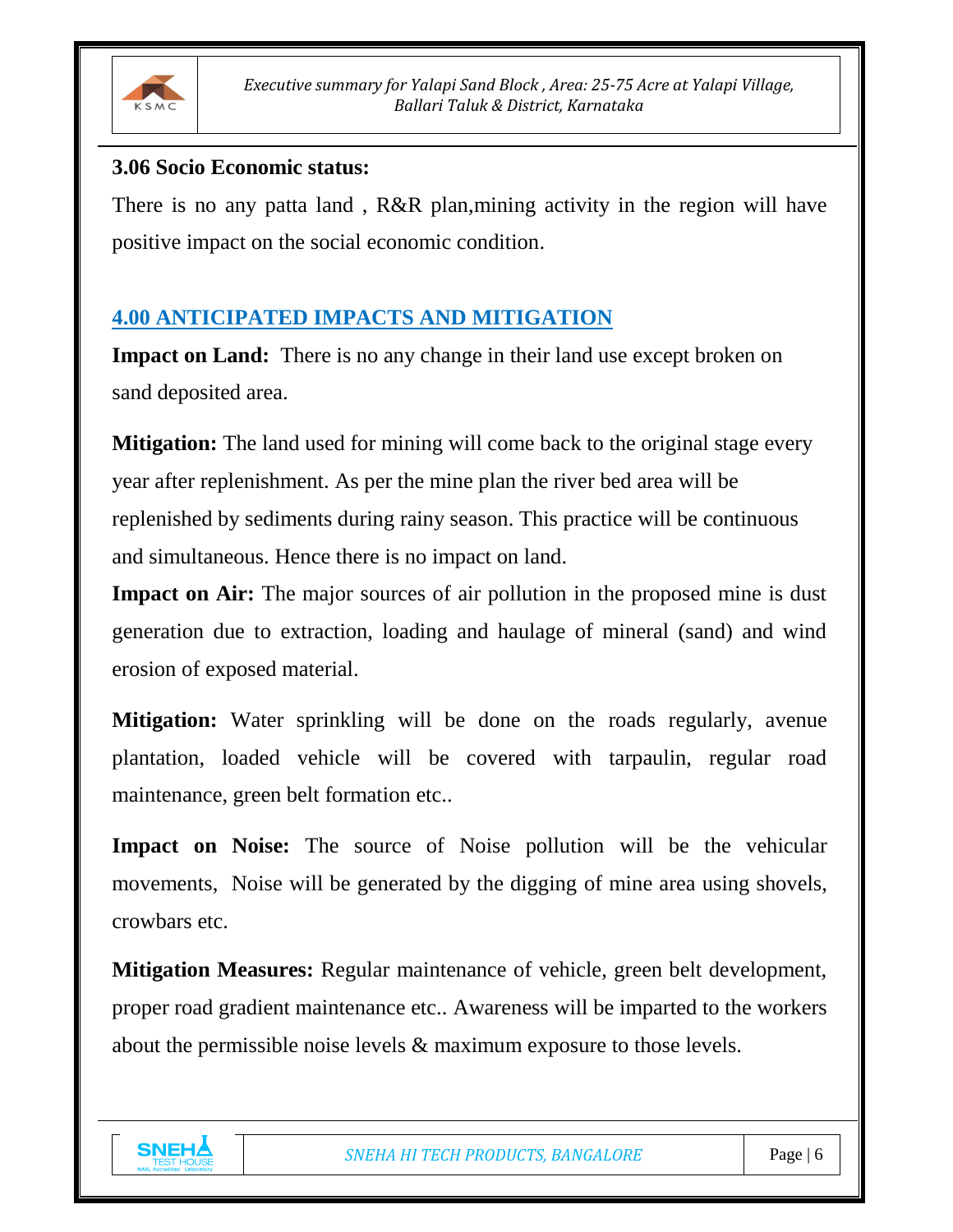### 3.06 Socio Economic status:

There is no any patta land , R&R plan,mining activity in the region will have positive impact on the social economic condition.

## 4.00 ANTICIPATED IMPACTS AND MITIGATION

**Impact on Land:** There is no any change in their land use except broken on sand deposited area.

**Mitigation:** The land used for mining will come back to the original stage every year after replenishment. As per the mine plan the river bed area will be replenished by sediments during rainy season. This practice will be continuous and simultaneous. Hence there is no impact on land.

**Impact on Air:** The major sources of air pollution in the proposed mine is dust generation due to extraction, loading and haulage of mineral (sand) and wind erosion of exposed material.

**Mitigation:** Water sprinkling will be done on the roads regularly, avenue plantation, loaded vehicle will be covered with tarpaulin, regular road maintenance, green belt formation etc..

**Impact on Noise:** The source of Noise pollution will be the vehicular movements, Noise will be generated by the digging of mine area using shovels, crowbars etc.

**Mitigation Measures:** Regular maintenance of vehicle, green belt development, proper road gradient maintenance etc.. Awareness will be imparted to the workers about the permissible noise levels & maximum exposure to those levels.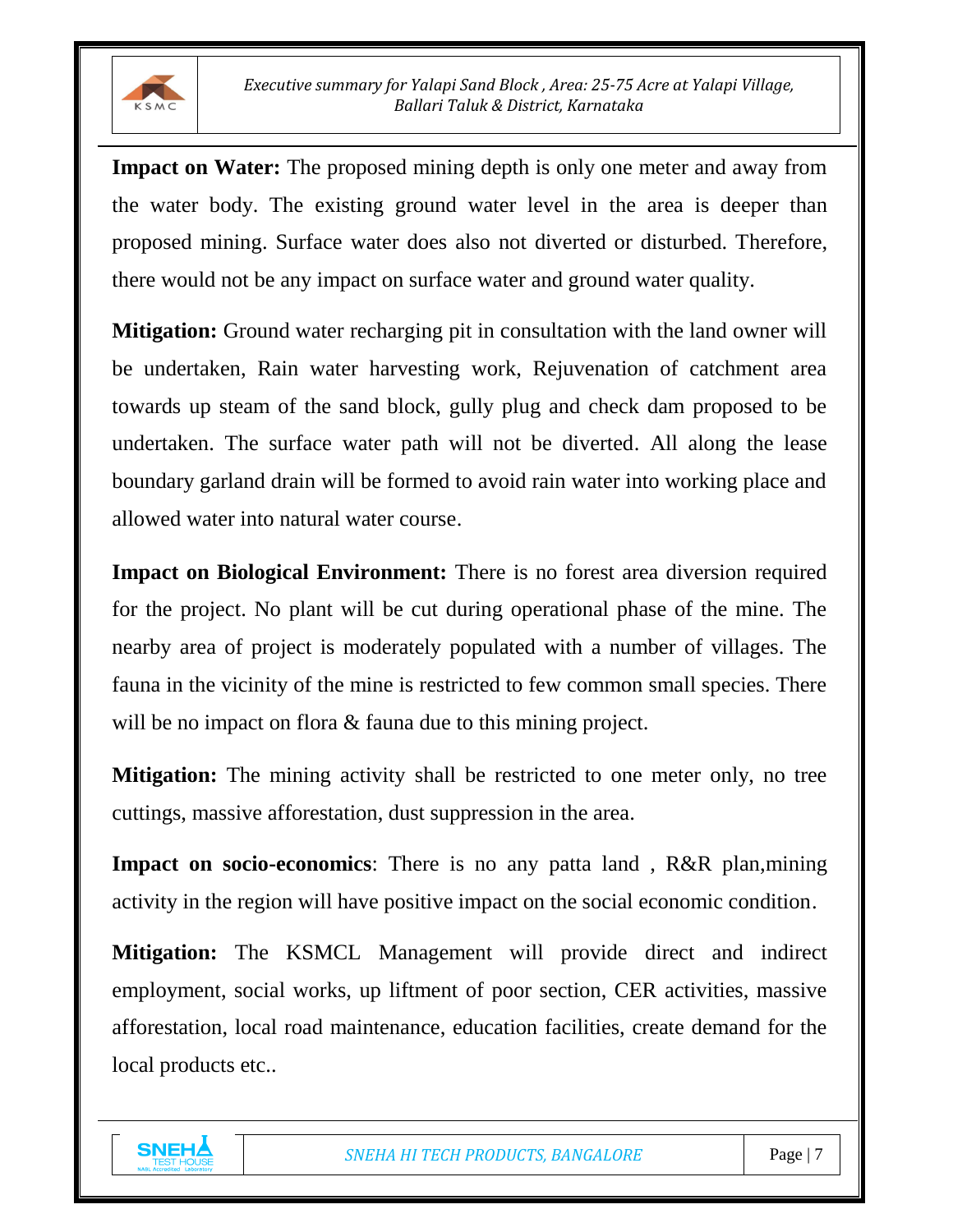**Impact on Water:** The proposed mining depth is only one meter and away from the water body. The existing ground water level in the area is deeper than proposed mining. Surface water does also not diverted or disturbed. Therefore, there would not be any impact on surface water and ground water quality.

**Mitigation:** Ground water recharging pit in consultation with the land owner will be undertaken, Rain water harvesting work, Rejuvenation of catchment area towards up steam of the sand block, gully plug and check dam proposed to be undertaken. The surface water path will not be diverted. All along the lease boundary garland drain will be formed to avoid rain water into working place and allowed water into natural water course.

**Impact on Biological Environment:** There is no forest area diversion required for the project. No plant will be cut during operational phase of the mine. The nearby area of project is moderately populated with a number of villages. The fauna in the vicinity of the mine is restricted to few common small species. There will be no impact on flora & fauna due to this mining project.

**Mitigation:** The mining activity shall be restricted to one meter only, no tree cuttings, massive afforestation, dust suppression in the area.

**Impact on socio-economics**: There is no any patta land , R&R plan,mining activity in the region will have positive impact on the social economic condition.

**Mitigation:** The KSMCL Management will provide direct and indirect employment, social works, up liftment of poor section, CER activities, massive afforestation, local road maintenance, education facilities, create demand for the local products etc..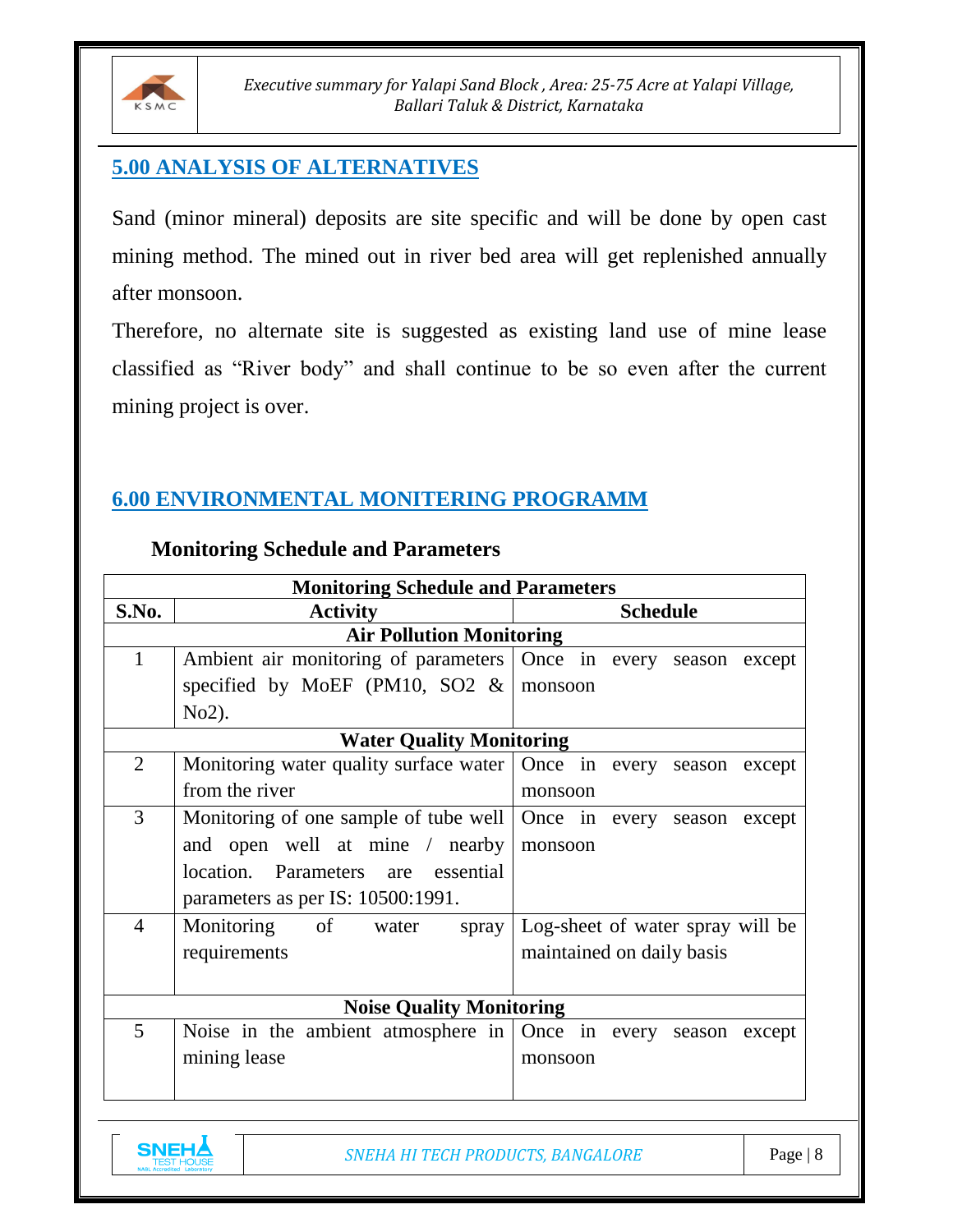## 5.00 ANALYSIS OF ALTERNATIVES

Sand (minor mineral) deposits are site specific and will be done by open cast mining method. The mined out in river bed area will get replenished annually after monsoon.

Therefore, no alternate site is suggested as existing land use of mine lease classified as "River body" and shall continue to be so even after the current mining project is over.

## 6.00 ENVIRONMENTAL MONITERING PROGRAMM

**Monitoring Schedule and Parameters**

| Monitoring Schedule and Parameters | | |
|---|---|---|
| **S.No.** | **Activity** | **Schedule** |
| **Air Pollution Monitoring** | | |
| 1 | Ambient air monitoring of parameters specified by MoEF (PM10, SO2 & No2). | Once in every season except monsoon |
| **Water Quality Monitoring** | | |
| 2 | Monitoring water quality surface water from the river | Once in every season except monsoon |
| 3 | Monitoring of one sample of tube well and open well at mine / nearby location. Parameters are essential parameters as per IS: 10500:1991. | Once in every season except monsoon |
| 4 | Monitoring of water spray requirements | Log-sheet of water spray will be maintained on daily basis |
| **Noise Quality Monitoring** | | |
| 5 | Noise in the ambient atmosphere in mining lease | Once in every season except monsoon |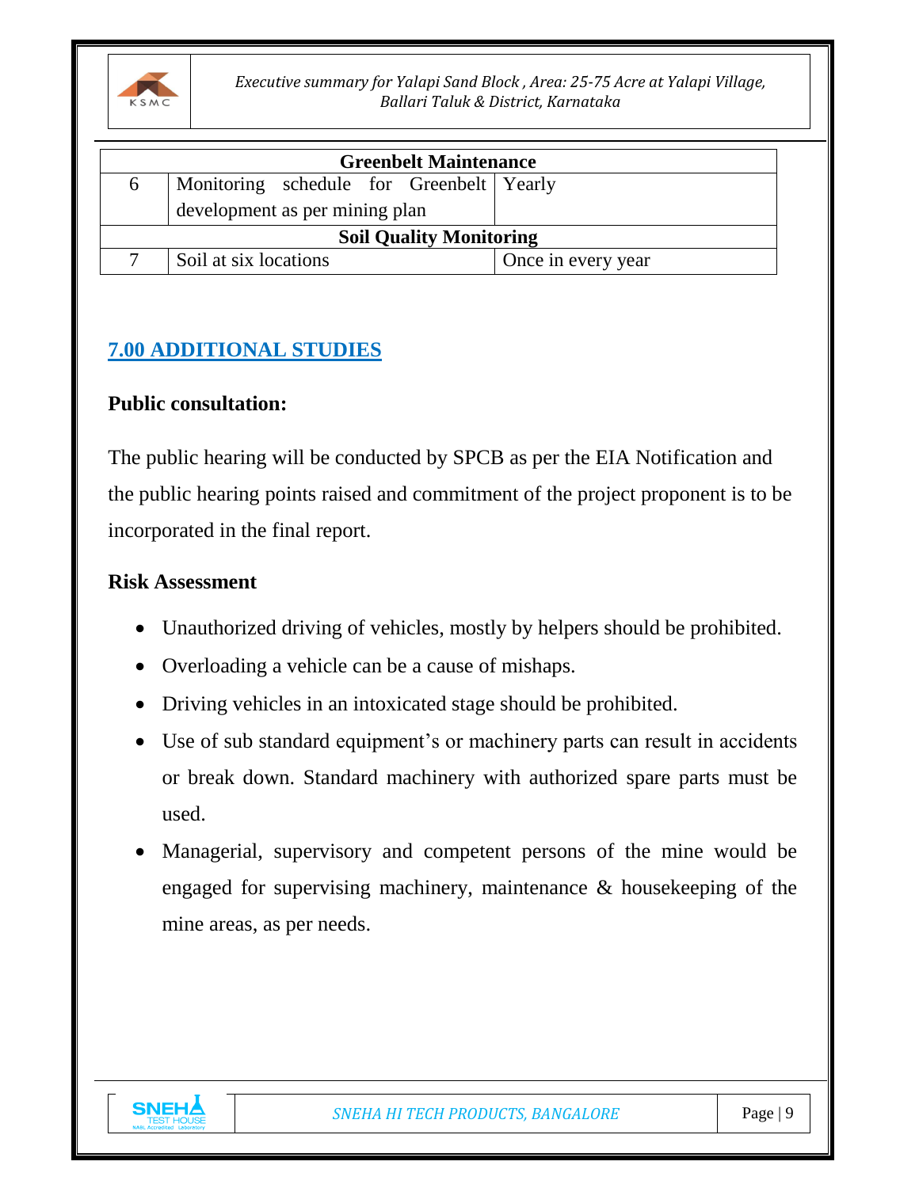| | | |
|---|---|---|
| **Greenbelt Maintenance** | | |
| 6 | Monitoring schedule for Greenbelt development as per mining plan | Yearly |
| **Soil Quality Monitoring** | | |
| 7 | Soil at six locations | Once in every year |

## 7.00 ADDITIONAL STUDIES

### Public consultation:

The public hearing will be conducted by SPCB as per the EIA Notification and the public hearing points raised and commitment of the project proponent is to be incorporated in the final report.

### Risk Assessment

- Unauthorized driving of vehicles, mostly by helpers should be prohibited.
- Overloading a vehicle can be a cause of mishaps.
- Driving vehicles in an intoxicated stage should be prohibited.
- Use of sub standard equipment's or machinery parts can result in accidents or break down. Standard machinery with authorized spare parts must be used.
- Managerial, supervisory and competent persons of the mine would be engaged for supervising machinery, maintenance & housekeeping of the mine areas, as per needs.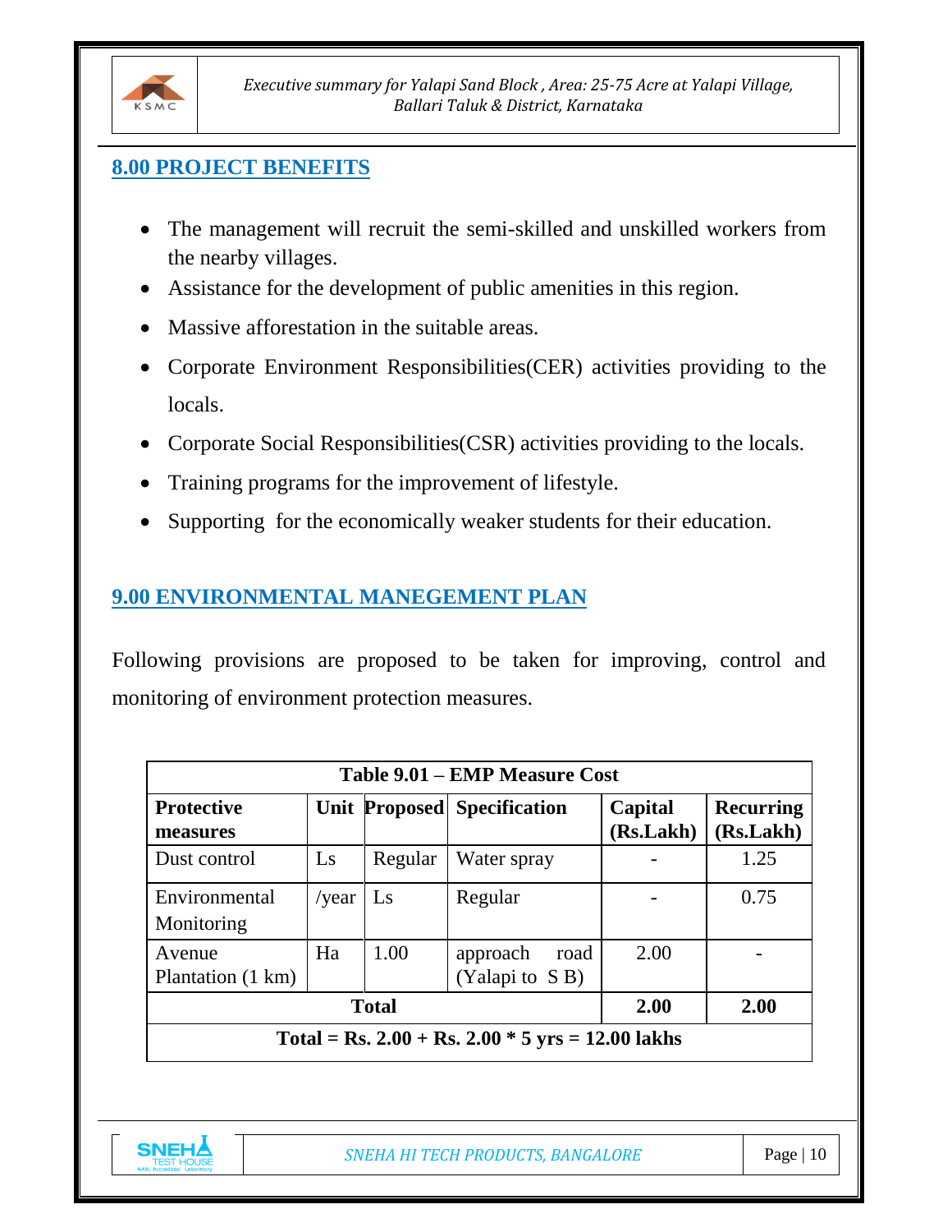## 8.00 PROJECT BENEFITS

- The management will recruit the semi-skilled and unskilled workers from the nearby villages.
- Assistance for the development of public amenities in this region.
- Massive afforestation in the suitable areas.
- Corporate Environment Responsibilities(CER) activities providing to the locals.
- Corporate Social Responsibilities(CSR) activities providing to the locals.
- Training programs for the improvement of lifestyle.
- Supporting for the economically weaker students for their education.

## 9.00 ENVIRONMENTAL MANEGEMENT PLAN

Following provisions are proposed to be taken for improving, control and monitoring of environment protection measures.

**Table 9.01 – EMP Measure Cost**

| Protective measures | Unit | Proposed | Specification | Capital (Rs.Lakh) | Recurring (Rs.Lakh) |
|---|---|---|---|---|---|
| Dust control | Ls | Regular | Water spray | - | 1.25 |
| Environmental Monitoring | /year | Ls | Regular | - | 0.75 |
| Avenue Plantation (1 km) | Ha | 1.00 | approach road (Yalapi to S B) | 2.00 | - |
| **Total** | | | | **2.00** | **2.00** |
| **Total = Rs. 2.00 + Rs. 2.00 * 5 yrs = 12.00 lakhs** | | | | | |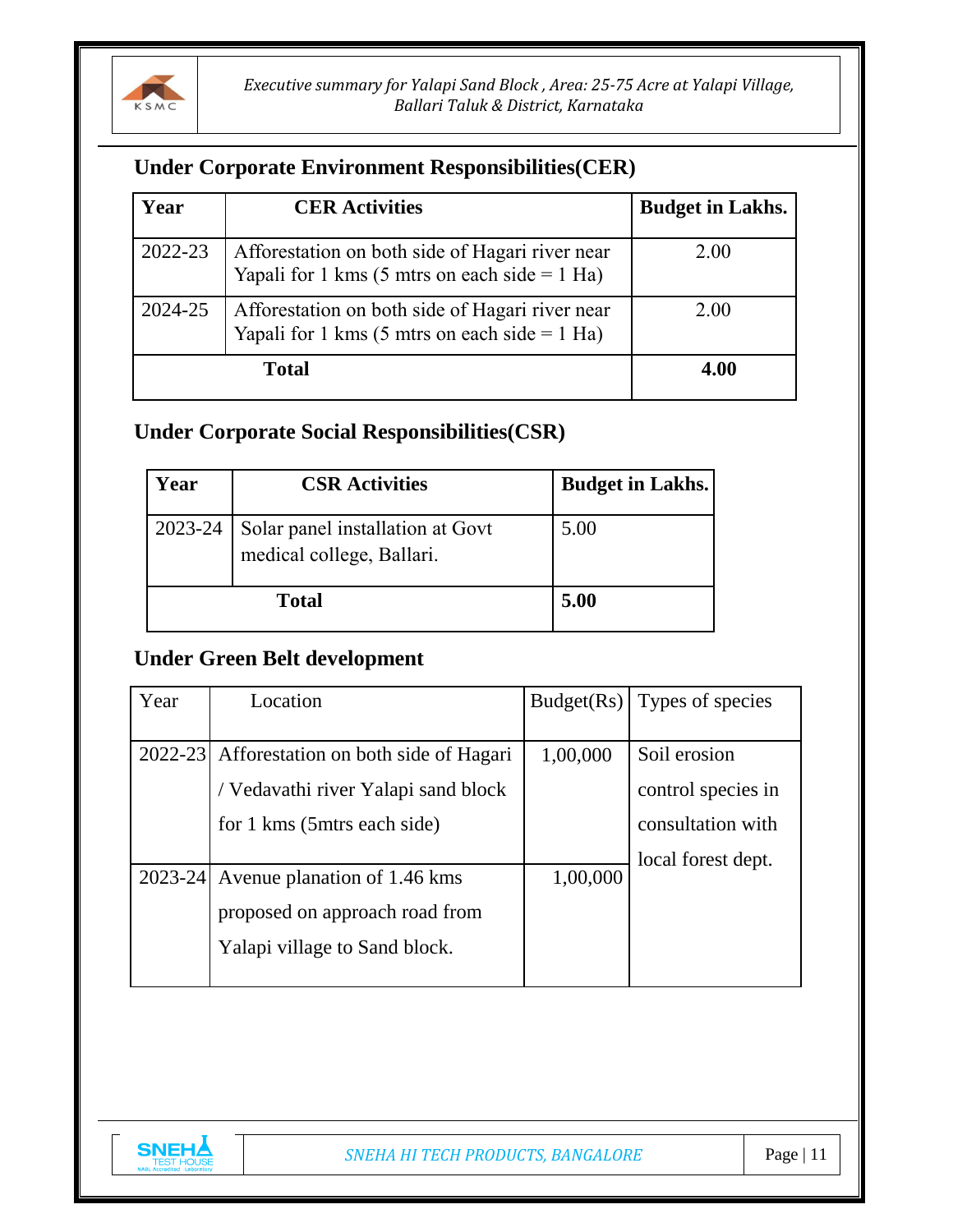## Under Corporate Environment Responsibilities(CER)

| Year | CER Activities | Budget in Lakhs. |
|---|---|---|
| 2022-23 | Afforestation on both side of Hagari river near Yapali for 1 kms (5 mtrs on each side = 1 Ha) | 2.00 |
| 2024-25 | Afforestation on both side of Hagari river near Yapali for 1 kms (5 mtrs on each side = 1 Ha) | 2.00 |
| **Total** | | **4.00** |

## Under Corporate Social Responsibilities(CSR)

| Year | CSR Activities | Budget in Lakhs. |
|---|---|---|
| 2023-24 | Solar panel installation at Govt medical college, Ballari. | 5.00 |
| **Total** | | **5.00** |

## Under Green Belt development

| Year | Location | Budget(Rs) | Types of species |
|---|---|---|---|
| 2022-23 | Afforestation on both side of Hagari / Vedavathi river Yalapi sand block for 1 kms (5mtrs each side) | 1,00,000 | Soil erosion control species in consultation with local forest dept. |
| 2023-24 | Avenue planation of 1.46 kms proposed on approach road from Yalapi village to Sand block. | 1,00,000 | |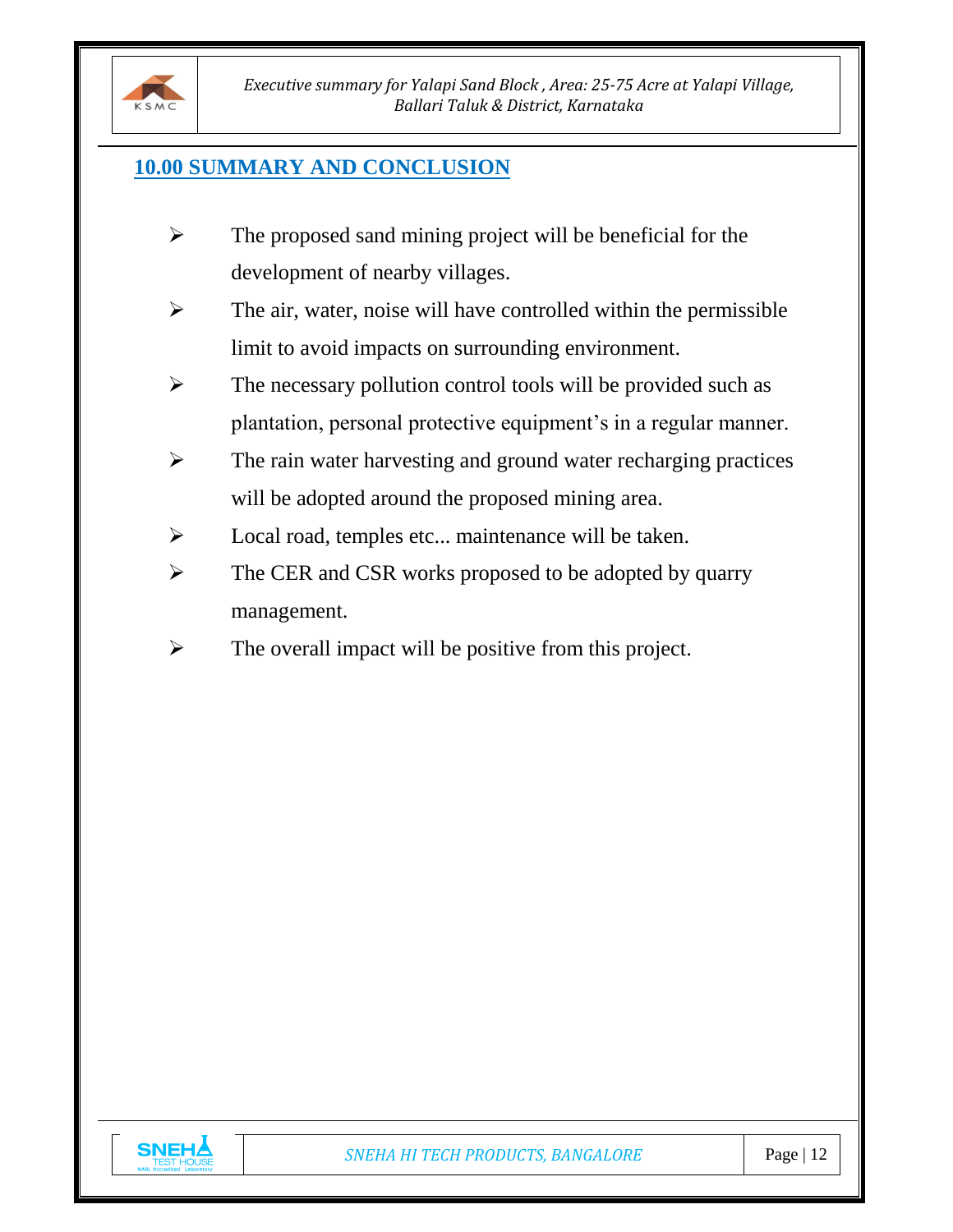## 10.00 SUMMARY AND CONCLUSION

- The proposed sand mining project will be beneficial for the development of nearby villages.
- The air, water, noise will have controlled within the permissible limit to avoid impacts on surrounding environment.
- The necessary pollution control tools will be provided such as plantation, personal protective equipment's in a regular manner.
- The rain water harvesting and ground water recharging practices will be adopted around the proposed mining area.
- Local road, temples etc... maintenance will be taken.
- The CER and CSR works proposed to be adopted by quarry management.
- The overall impact will be positive from this project.